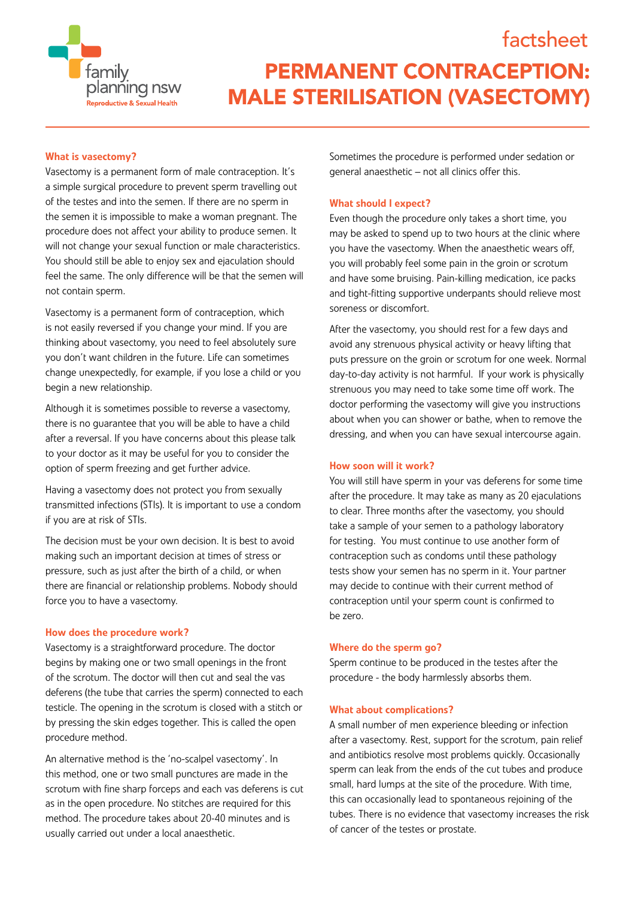family planning nsw
Reproductive & Sexual Health

factsheet

# PERMANENT CONTRACEPTION: MALE STERILISATION (VASECTOMY)

## What is vasectomy?

Vasectomy is a permanent form of male contraception. It's a simple surgical procedure to prevent sperm travelling out of the testes and into the semen. If there are no sperm in the semen it is impossible to make a woman pregnant. The procedure does not affect your ability to produce semen. It will not change your sexual function or male characteristics. You should still be able to enjoy sex and ejaculation should feel the same. The only difference will be that the semen will not contain sperm.

Vasectomy is a permanent form of contraception, which is not easily reversed if you change your mind. If you are thinking about vasectomy, you need to feel absolutely sure you don't want children in the future. Life can sometimes change unexpectedly, for example, if you lose a child or you begin a new relationship.

Although it is sometimes possible to reverse a vasectomy, there is no guarantee that you will be able to have a child after a reversal. If you have concerns about this please talk to your doctor as it may be useful for you to consider the option of sperm freezing and get further advice.

Having a vasectomy does not protect you from sexually transmitted infections (STIs). It is important to use a condom if you are at risk of STIs.

The decision must be your own decision. It is best to avoid making such an important decision at times of stress or pressure, such as just after the birth of a child, or when there are financial or relationship problems. Nobody should force you to have a vasectomy.

## How does the procedure work?

Vasectomy is a straightforward procedure. The doctor begins by making one or two small openings in the front of the scrotum. The doctor will then cut and seal the vas deferens (the tube that carries the sperm) connected to each testicle. The opening in the scrotum is closed with a stitch or by pressing the skin edges together. This is called the open procedure method.

An alternative method is the 'no-scalpel vasectomy'. In this method, one or two small punctures are made in the scrotum with fine sharp forceps and each vas deferens is cut as in the open procedure. No stitches are required for this method. The procedure takes about 20-40 minutes and is usually carried out under a local anaesthetic.

Sometimes the procedure is performed under sedation or general anaesthetic – not all clinics offer this.

## What should I expect?

Even though the procedure only takes a short time, you may be asked to spend up to two hours at the clinic where you have the vasectomy. When the anaesthetic wears off, you will probably feel some pain in the groin or scrotum and have some bruising. Pain-killing medication, ice packs and tight-fitting supportive underpants should relieve most soreness or discomfort.

After the vasectomy, you should rest for a few days and avoid any strenuous physical activity or heavy lifting that puts pressure on the groin or scrotum for one week. Normal day-to-day activity is not harmful. If your work is physically strenuous you may need to take some time off work. The doctor performing the vasectomy will give you instructions about when you can shower or bathe, when to remove the dressing, and when you can have sexual intercourse again.

## How soon will it work?

You will still have sperm in your vas deferens for some time after the procedure. It may take as many as 20 ejaculations to clear. Three months after the vasectomy, you should take a sample of your semen to a pathology laboratory for testing. You must continue to use another form of contraception such as condoms until these pathology tests show your semen has no sperm in it. Your partner may decide to continue with their current method of contraception until your sperm count is confirmed to be zero.

## Where do the sperm go?

Sperm continue to be produced in the testes after the procedure - the body harmlessly absorbs them.

## What about complications?

A small number of men experience bleeding or infection after a vasectomy. Rest, support for the scrotum, pain relief and antibiotics resolve most problems quickly. Occasionally sperm can leak from the ends of the cut tubes and produce small, hard lumps at the site of the procedure. With time, this can occasionally lead to spontaneous rejoining of the tubes. There is no evidence that vasectomy increases the risk of cancer of the testes or prostate.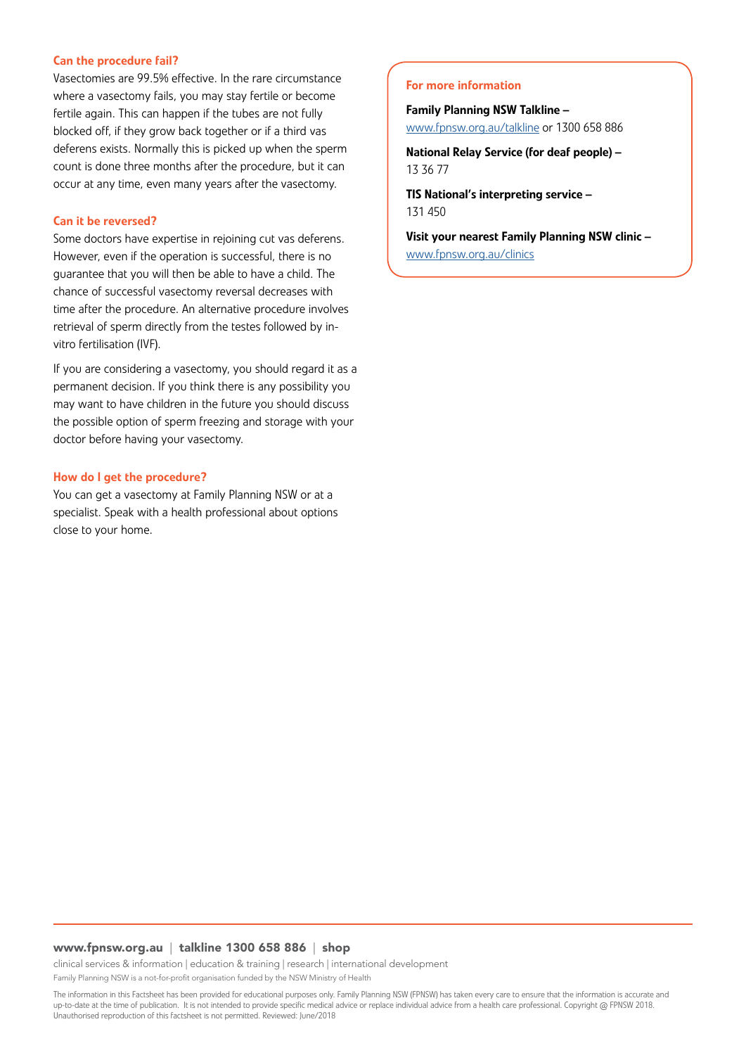### Can the procedure fail?

Vasectomies are 99.5% effective. In the rare circumstance where a vasectomy fails, you may stay fertile or become fertile again. This can happen if the tubes are not fully blocked off, if they grow back together or if a third vas deferens exists. Normally this is picked up when the sperm count is done three months after the procedure, but it can occur at any time, even many years after the vasectomy.

### Can it be reversed?

Some doctors have expertise in rejoining cut vas deferens. However, even if the operation is successful, there is no guarantee that you will then be able to have a child. The chance of successful vasectomy reversal decreases with time after the procedure. An alternative procedure involves retrieval of sperm directly from the testes followed by in-vitro fertilisation (IVF).

If you are considering a vasectomy, you should regard it as a permanent decision. If you think there is any possibility you may want to have children in the future you should discuss the possible option of sperm freezing and storage with your doctor before having your vasectomy.

### How do I get the procedure?

You can get a vasectomy at Family Planning NSW or at a specialist. Speak with a health professional about options close to your home.

### For more information

**Family Planning NSW Talkline –**
www.fpnsw.org.au/talkline or 1300 658 886

**National Relay Service (for deaf people) –**
13 36 77

**TIS National's interpreting service –**
131 450

**Visit your nearest Family Planning NSW clinic –**
www.fpnsw.org.au/clinics

**www.fpnsw.org.au | talkline 1300 658 886 | shop**

clinical services & information | education & training | research | international development

Family Planning NSW is a not-for-profit organisation funded by the NSW Ministry of Health

The information in this Factsheet has been provided for educational purposes only. Family Planning NSW (FPNSW) has taken every care to ensure that the information is accurate and up-to-date at the time of publication. It is not intended to provide specific medical advice or replace individual advice from a health care professional. Copyright @ FPNSW 2018. Unauthorised reproduction of this factsheet is not permitted. Reviewed: June/2018